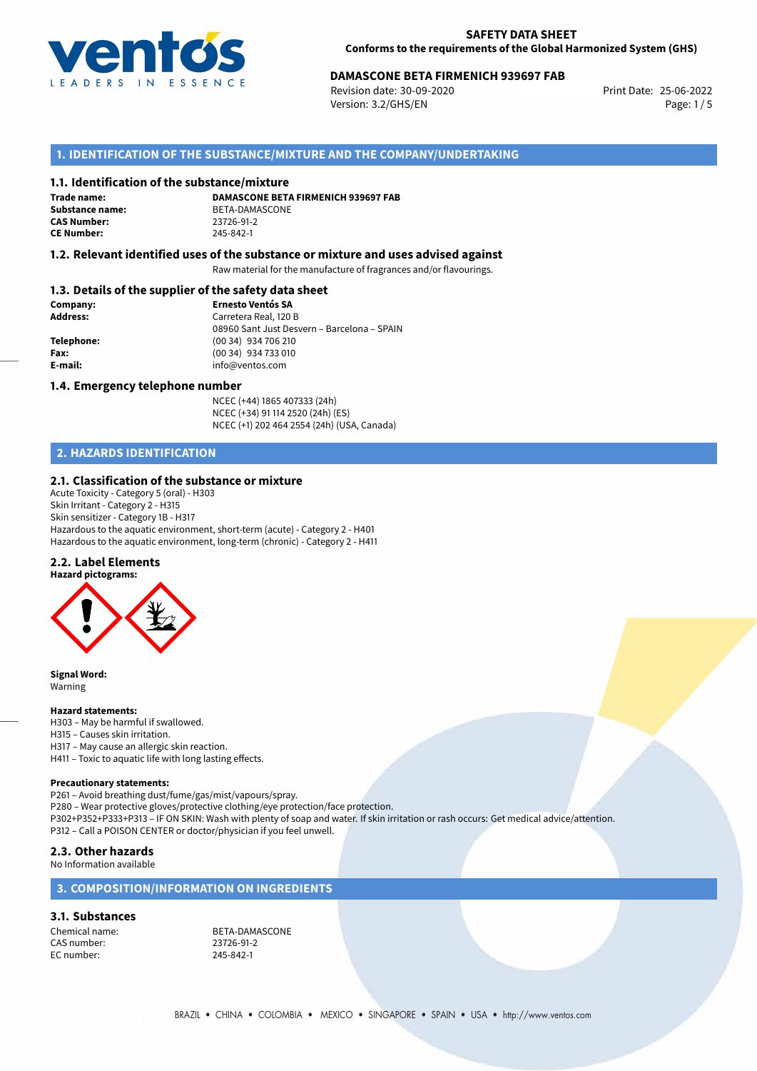# SAFETY DATA SHEET
**Conforms to the requirements of the Global Harmonized System (GHS)**

**DAMASCONE BETA FIRMENICH 939697 FAB**
Revision date: 30-09-2020
Version: 3.2/GHS/EN
Print Date: 25-06-2022

## 1. IDENTIFICATION OF THE SUBSTANCE/MIXTURE AND THE COMPANY/UNDERTAKING

### 1.1. Identification of the substance/mixture

**Trade name:** DAMASCONE BETA FIRMENICH 939697 FAB
**Substance name:** BETA-DAMASCONE
**CAS Number:** 23726-91-2
**CE Number:** 245-842-1

### 1.2. Relevant identified uses of the substance or mixture and uses advised against

Raw material for the manufacture of fragrances and/or flavourings.

### 1.3. Details of the supplier of the safety data sheet

**Company:** Ernesto Ventós SA
**Address:** Carretera Real, 120 B
08960 Sant Just Desvern – Barcelona – SPAIN
**Telephone:** (00 34) 934 706 210
**Fax:** (00 34) 934 733 010
**E-mail:** info@ventos.com

### 1.4. Emergency telephone number

NCEC (+44) 1865 407333 (24h)
NCEC (+34) 91 114 2520 (24h) (ES)
NCEC (+1) 202 464 2554 (24h) (USA, Canada)

## 2. HAZARDS IDENTIFICATION

### 2.1. Classification of the substance or mixture

Acute Toxicity - Category 5 (oral) - H303
Skin Irritant - Category 2 - H315
Skin sensitizer - Category 1B - H317
Hazardous to the aquatic environment, short-term (acute) - Category 2 - H401
Hazardous to the aquatic environment, long-term (chronic) - Category 2 - H411

### 2.2. Label Elements

**Hazard pictograms:**

**Signal Word:**
Warning

**Hazard statements:**
H303 – May be harmful if swallowed.
H315 – Causes skin irritation.
H317 – May cause an allergic skin reaction.
H411 – Toxic to aquatic life with long lasting effects.

**Precautionary statements:**
P261 – Avoid breathing dust/fume/gas/mist/vapours/spray.
P280 – Wear protective gloves/protective clothing/eye protection/face protection.
P302+P352+P333+P313 – IF ON SKIN: Wash with plenty of soap and water. If skin irritation or rash occurs: Get medical advice/attention.
P312 – Call a POISON CENTER or doctor/physician if you feel unwell.

### 2.3. Other hazards

No Information available

## 3. COMPOSITION/INFORMATION ON INGREDIENTS

### 3.1. Substances

Chemical name: BETA-DAMASCONE
CAS number: 23726-91-2
EC number: 245-842-1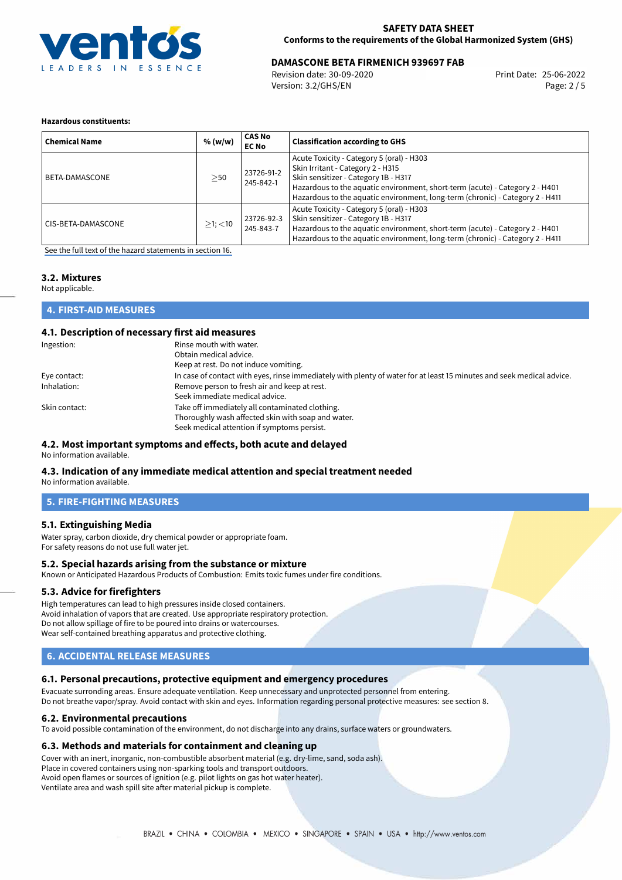**Hazardous constituents:**

| Chemical Name | % (w/w) | CAS No<br>EC No | Classification according to GHS |
|---|---|---|---|
| BETA-DAMASCONE | $\geq$50 | 23726-91-2<br>245-842-1 | Acute Toxicity - Category 5 (oral) - H303<br>Skin Irritant - Category 2 - H315<br>Skin sensitizer - Category 1B - H317<br>Hazardous to the aquatic environment, short-term (acute) - Category 2 - H401<br>Hazardous to the aquatic environment, long-term (chronic) - Category 2 - H411 |
| CIS-BETA-DAMASCONE | $\geq$1; $<$10 | 23726-92-3<br>245-843-7 | Acute Toxicity - Category 5 (oral) - H303<br>Skin sensitizer - Category 1B - H317<br>Hazardous to the aquatic environment, short-term (acute) - Category 2 - H401<br>Hazardous to the aquatic environment, long-term (chronic) - Category 2 - H411 |

See the full text of the hazard statements in section 16.

### 3.2. Mixtures

Not applicable.

## 4. FIRST-AID MEASURES

### 4.1. Description of necessary first aid measures

Ingestion: Rinse mouth with water.
Obtain medical advice.
Keep at rest. Do not induce vomiting.

Eye contact: In case of contact with eyes, rinse immediately with plenty of water for at least 15 minutes and seek medical advice.

Inhalation: Remove person to fresh air and keep at rest.
Seek immediate medical advice.

Skin contact: Take off immediately all contaminated clothing.
Thoroughly wash affected skin with soap and water.
Seek medical attention if symptoms persist.

### 4.2. Most important symptoms and effects, both acute and delayed

No information available.

### 4.3. Indication of any immediate medical attention and special treatment needed

No information available.

## 5. FIRE-FIGHTING MEASURES

### 5.1. Extinguishing Media

Water spray, carbon dioxide, dry chemical powder or appropriate foam.
For safety reasons do not use full water jet.

### 5.2. Special hazards arising from the substance or mixture

Known or Anticipated Hazardous Products of Combustion: Emits toxic fumes under fire conditions.

### 5.3. Advice for firefighters

High temperatures can lead to high pressures inside closed containers.
Avoid inhalation of vapors that are created. Use appropriate respiratory protection.
Do not allow spillage of fire to be poured into drains or watercourses.
Wear self-contained breathing apparatus and protective clothing.

## 6. ACCIDENTAL RELEASE MEASURES

### 6.1. Personal precautions, protective equipment and emergency procedures

Evacuate surrounding areas. Ensure adequate ventilation. Keep unnecessary and unprotected personnel from entering.
Do not breathe vapor/spray. Avoid contact with skin and eyes. Information regarding personal protective measures: see section 8.

### 6.2. Environmental precautions

To avoid possible contamination of the environment, do not discharge into any drains, surface waters or groundwaters.

### 6.3. Methods and materials for containment and cleaning up

Cover with an inert, inorganic, non-combustible absorbent material (e.g. dry-lime, sand, soda ash).
Place in covered containers using non-sparking tools and transport outdoors.
Avoid open flames or sources of ignition (e.g. pilot lights on gas hot water heater).
Ventilate area and wash spill site after material pickup is complete.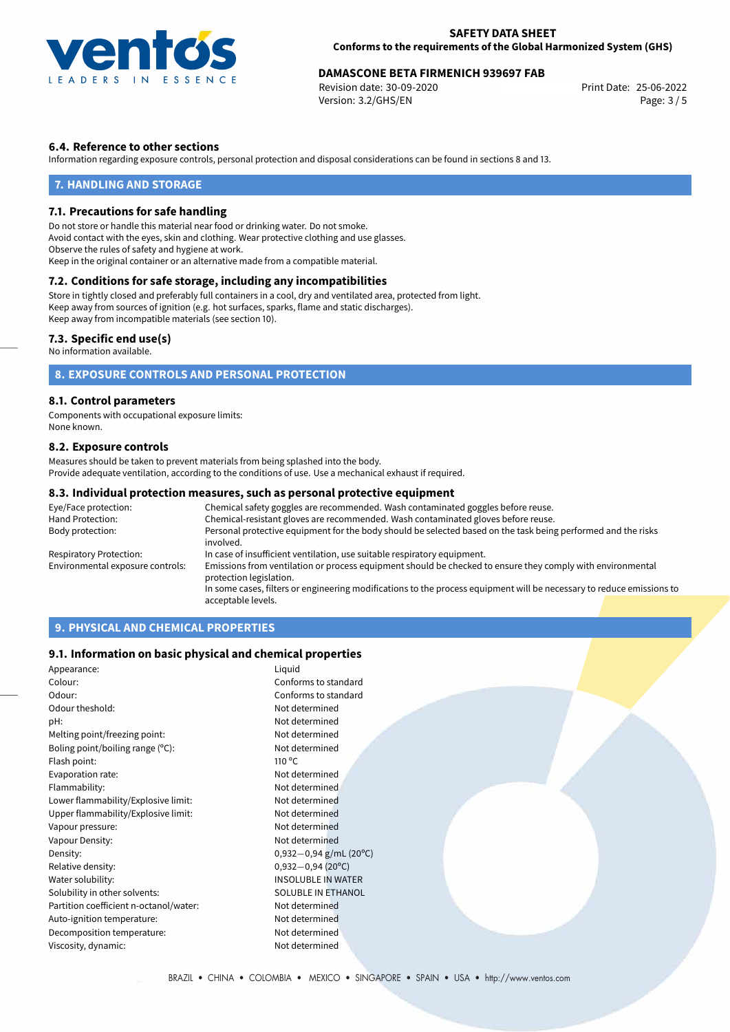### 6.4. Reference to other sections

Information regarding exposure controls, personal protection and disposal considerations can be found in sections 8 and 13.

## 7. HANDLING AND STORAGE

### 7.1. Precautions for safe handling

Do not store or handle this material near food or drinking water. Do not smoke.
Avoid contact with the eyes, skin and clothing. Wear protective clothing and use glasses.
Observe the rules of safety and hygiene at work.
Keep in the original container or an alternative made from a compatible material.

### 7.2. Conditions for safe storage, including any incompatibilities

Store in tightly closed and preferably full containers in a cool, dry and ventilated area, protected from light.
Keep away from sources of ignition (e.g. hot surfaces, sparks, flame and static discharges).
Keep away from incompatible materials (see section 10).

### 7.3. Specific end use(s)

No information available.

## 8. EXPOSURE CONTROLS AND PERSONAL PROTECTION

### 8.1. Control parameters

Components with occupational exposure limits:
None known.

### 8.2. Exposure controls

Measures should be taken to prevent materials from being splashed into the body.
Provide adequate ventilation, according to the conditions of use. Use a mechanical exhaust if required.

### 8.3. Individual protection measures, such as personal protective equipment

| | |
|---|---|
| Eye/Face protection: | Chemical safety goggles are recommended. Wash contaminated goggles before reuse. |
| Hand Protection: | Chemical-resistant gloves are recommended. Wash contaminated gloves before reuse. |
| Body protection: | Personal protective equipment for the body should be selected based on the task being performed and the risks involved. |
| Respiratory Protection: | In case of insufficient ventilation, use suitable respiratory equipment. |
| Environmental exposure controls: | Emissions from ventilation or process equipment should be checked to ensure they comply with environmental protection legislation. In some cases, filters or engineering modifications to the process equipment will be necessary to reduce emissions to acceptable levels. |

## 9. PHYSICAL AND CHEMICAL PROPERTIES

### 9.1. Information on basic physical and chemical properties

| | |
|---|---|
| Appearance: | Liquid |
| Colour: | Conforms to standard |
| Odour: | Conforms to standard |
| Odour theshold: | Not determined |
| pH: | Not determined |
| Melting point/freezing point: | Not determined |
| Boling point/boiling range (°C): | Not determined |
| Flash point: | 110 °C |
| Evaporation rate: | Not determined |
| Flammability: | Not determined |
| Lower flammability/Explosive limit: | Not determined |
| Upper flammability/Explosive limit: | Not determined |
| Vapour pressure: | Not determined |
| Vapour Density: | Not determined |
| Density: | 0,932−0,94 g/mL (20°C) |
| Relative density: | 0,932−0,94 (20°C) |
| Water solubility: | INSOLUBLE IN WATER |
| Solubility in other solvents: | SOLUBLE IN ETHANOL |
| Partition coefficient n-octanol/water: | Not determined |
| Auto-ignition temperature: | Not determined |
| Decomposition temperature: | Not determined |
| Viscosity, dynamic: | Not determined |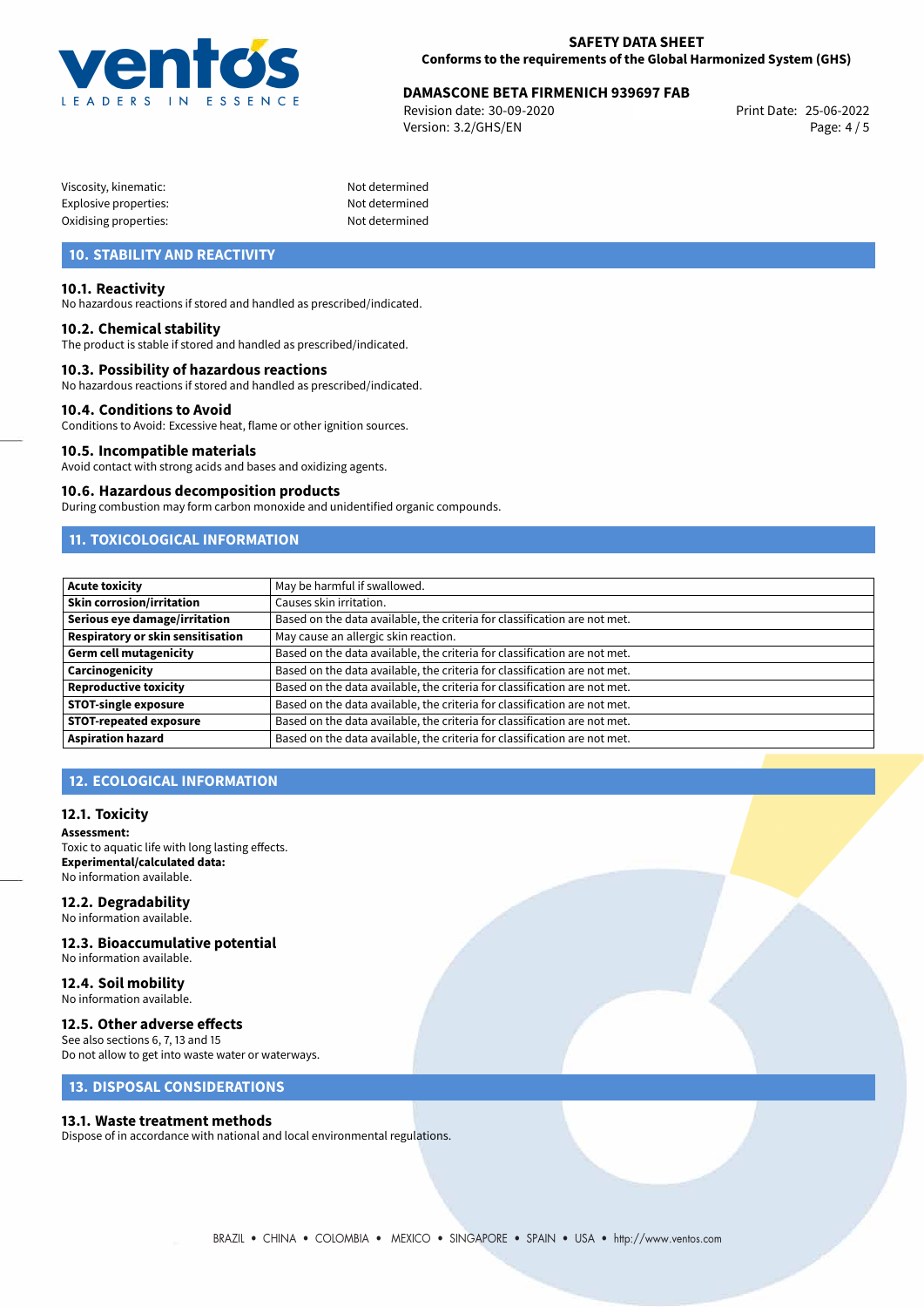Viscosity, kinematic: Not determined
Explosive properties: Not determined
Oxidising properties: Not determined

## 10. STABILITY AND REACTIVITY

### 10.1. Reactivity

No hazardous reactions if stored and handled as prescribed/indicated.

### 10.2. Chemical stability

The product is stable if stored and handled as prescribed/indicated.

### 10.3. Possibility of hazardous reactions

No hazardous reactions if stored and handled as prescribed/indicated.

### 10.4. Conditions to Avoid

Conditions to Avoid: Excessive heat, flame or other ignition sources.

### 10.5. Incompatible materials

Avoid contact with strong acids and bases and oxidizing agents.

### 10.6. Hazardous decomposition products

During combustion may form carbon monoxide and unidentified organic compounds.

## 11. TOXICOLOGICAL INFORMATION

| | |
|---|---|
| **Acute toxicity** | May be harmful if swallowed. |
| **Skin corrosion/irritation** | Causes skin irritation. |
| **Serious eye damage/irritation** | Based on the data available, the criteria for classification are not met. |
| **Respiratory or skin sensitisation** | May cause an allergic skin reaction. |
| **Germ cell mutagenicity** | Based on the data available, the criteria for classification are not met. |
| **Carcinogenicity** | Based on the data available, the criteria for classification are not met. |
| **Reproductive toxicity** | Based on the data available, the criteria for classification are not met. |
| **STOT-single exposure** | Based on the data available, the criteria for classification are not met. |
| **STOT-repeated exposure** | Based on the data available, the criteria for classification are not met. |
| **Aspiration hazard** | Based on the data available, the criteria for classification are not met. |

## 12. ECOLOGICAL INFORMATION

### 12.1. Toxicity

**Assessment:**
Toxic to aquatic life with long lasting effects.
**Experimental/calculated data:**
No information available.

### 12.2. Degradability

No information available.

### 12.3. Bioaccumulative potential

No information available.

### 12.4. Soil mobility

No information available.

### 12.5. Other adverse effects

See also sections 6, 7, 13 and 15
Do not allow to get into waste water or waterways.

## 13. DISPOSAL CONSIDERATIONS

### 13.1. Waste treatment methods

Dispose of in accordance with national and local environmental regulations.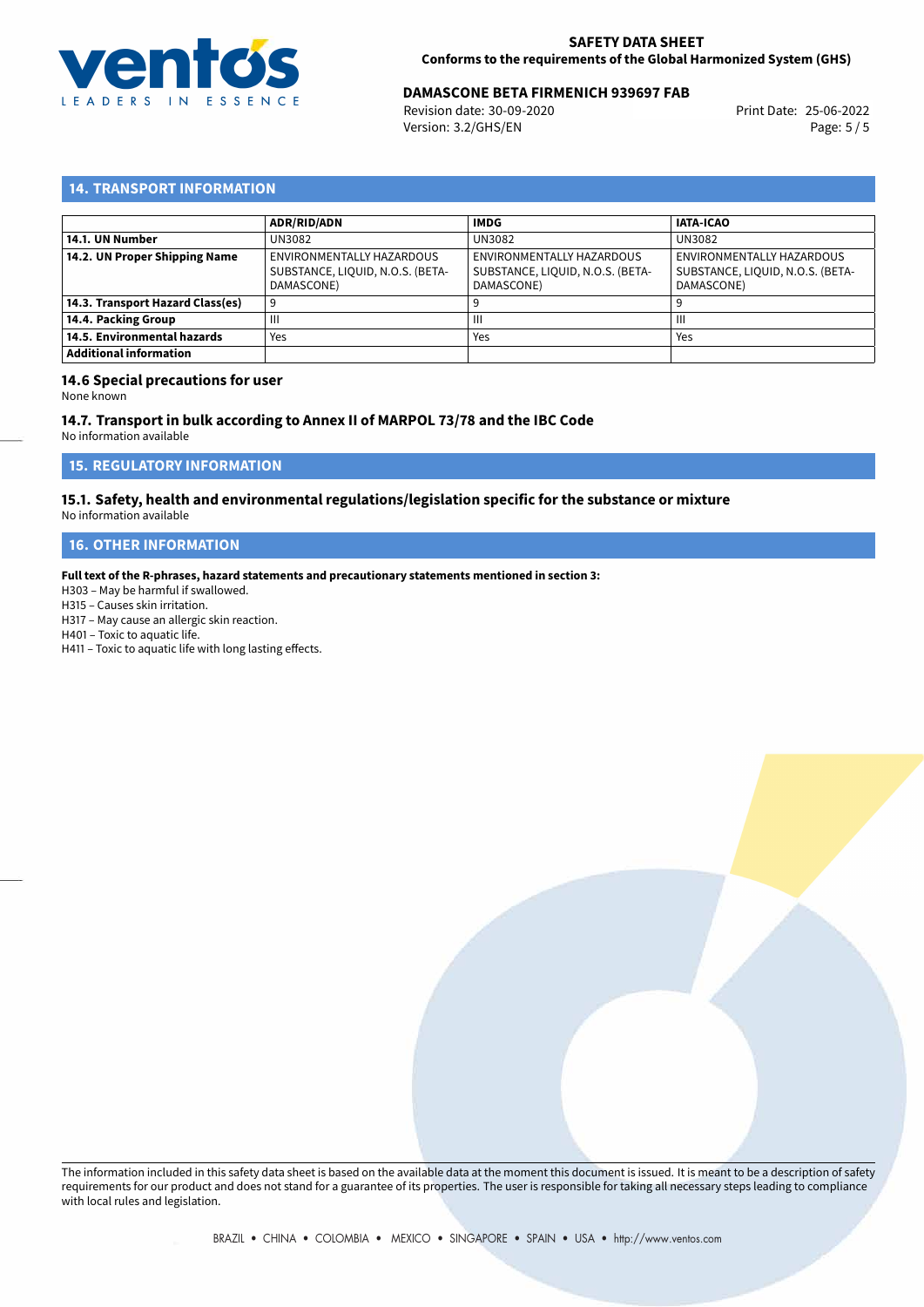## 14. TRANSPORT INFORMATION

| | ADR/RID/ADN | IMDG | IATA-ICAO |
|---|---|---|---|
| **14.1. UN Number** | UN3082 | UN3082 | UN3082 |
| **14.2. UN Proper Shipping Name** | ENVIRONMENTALLY HAZARDOUS SUBSTANCE, LIQUID, N.O.S. (BETA-DAMASCONE) | ENVIRONMENTALLY HAZARDOUS SUBSTANCE, LIQUID, N.O.S. (BETA-DAMASCONE) | ENVIRONMENTALLY HAZARDOUS SUBSTANCE, LIQUID, N.O.S. (BETA-DAMASCONE) |
| **14.3. Transport Hazard Class(es)** | 9 | 9 | 9 |
| **14.4. Packing Group** | III | III | III |
| **14.5. Environmental hazards** | Yes | Yes | Yes |
| **Additional information** | | | |

### 14.6 Special precautions for user

None known

### 14.7. Transport in bulk according to Annex II of MARPOL 73/78 and the IBC Code

No information available

## 15. REGULATORY INFORMATION

### 15.1. Safety, health and environmental regulations/legislation specific for the substance or mixture

No information available

## 16. OTHER INFORMATION

**Full text of the R-phrases, hazard statements and precautionary statements mentioned in section 3:**

H303 – May be harmful if swallowed.
H315 – Causes skin irritation.
H317 – May cause an allergic skin reaction.
H401 – Toxic to aquatic life.
H411 – Toxic to aquatic life with long lasting effects.

The information included in this safety data sheet is based on the available data at the moment this document is issued. It is meant to be a description of safety requirements for our product and does not stand for a guarantee of its properties. The user is responsible for taking all necessary steps leading to compliance with local rules and legislation.